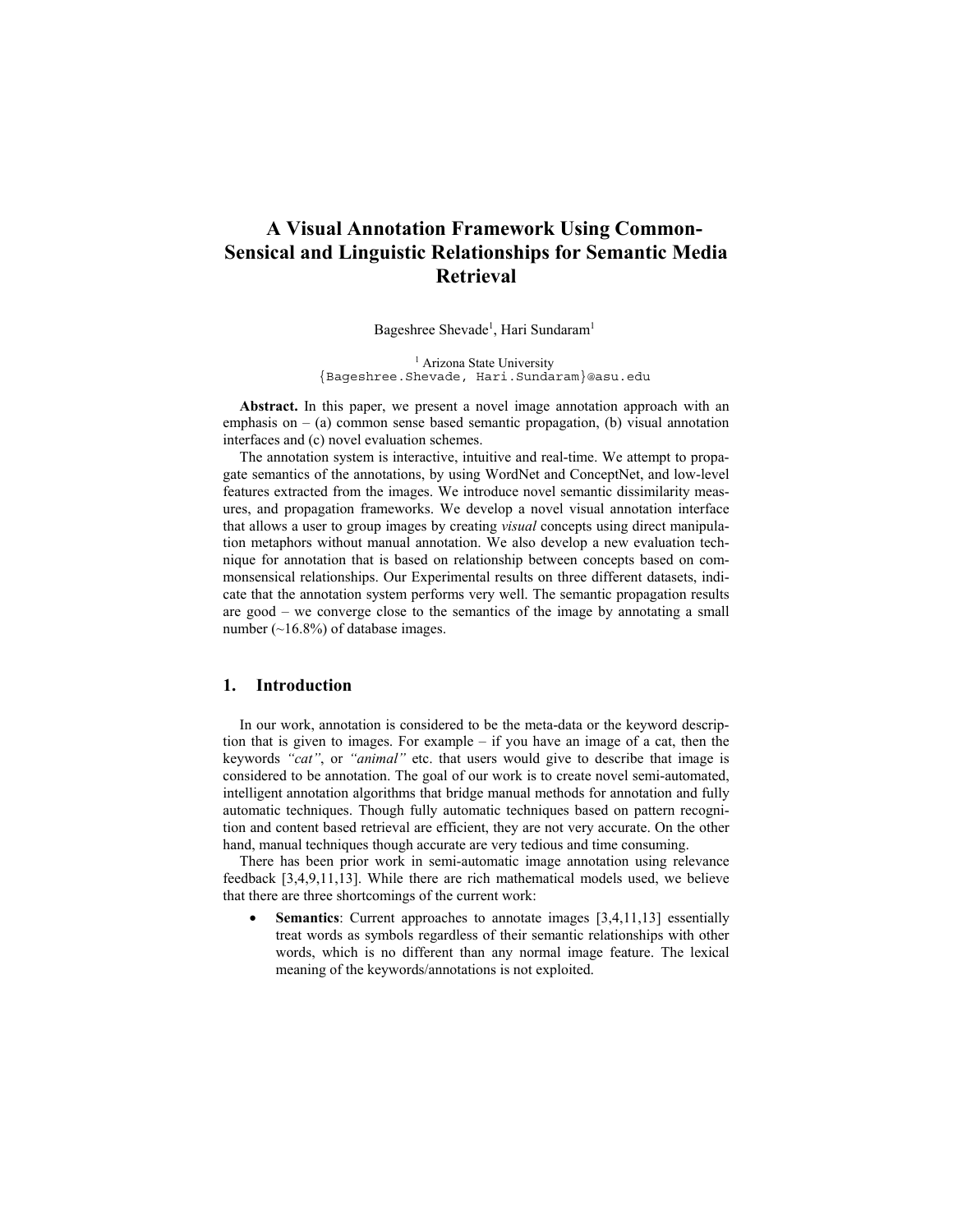# A Visual Annotation Framework Using Common-Sensical and Linguistic Relationships for Semantic Media Retrieval

Bageshree Shevade[1], Hari Sundaram[1]

[1] Arizona State University
{Bageshree.Shevade, Hari.Sundaram}@asu.edu

**Abstract.** In this paper, we present a novel image annotation approach with an emphasis on – (a) common sense based semantic propagation, (b) visual annotation interfaces and (c) novel evaluation schemes.

The annotation system is interactive, intuitive and real-time. We attempt to propagate semantics of the annotations, by using WordNet and ConceptNet, and low-level features extracted from the images. We introduce novel semantic dissimilarity measures, and propagation frameworks. We develop a novel visual annotation interface that allows a user to group images by creating *visual* concepts using direct manipulation metaphors without manual annotation. We also develop a new evaluation technique for annotation that is based on relationship between concepts based on commonsensical relationships. Our Experimental results on three different datasets, indicate that the annotation system performs very well. The semantic propagation results are good – we converge close to the semantics of the image by annotating a small number (~16.8%) of database images.

## 1. Introduction

In our work, annotation is considered to be the meta-data or the keyword description that is given to images. For example – if you have an image of a cat, then the keywords *"cat"*, or *"animal"* etc. that users would give to describe that image is considered to be annotation. The goal of our work is to create novel semi-automated, intelligent annotation algorithms that bridge manual methods for annotation and fully automatic techniques. Though fully automatic techniques based on pattern recognition and content based retrieval are efficient, they are not very accurate. On the other hand, manual techniques though accurate are very tedious and time consuming.

There has been prior work in semi-automatic image annotation using relevance feedback [3,4,9,11,13]. While there are rich mathematical models used, we believe that there are three shortcomings of the current work:

- **Semantics**: Current approaches to annotate images [3,4,11,13] essentially treat words as symbols regardless of their semantic relationships with other words, which is no different than any normal image feature. The lexical meaning of the keywords/annotations is not exploited.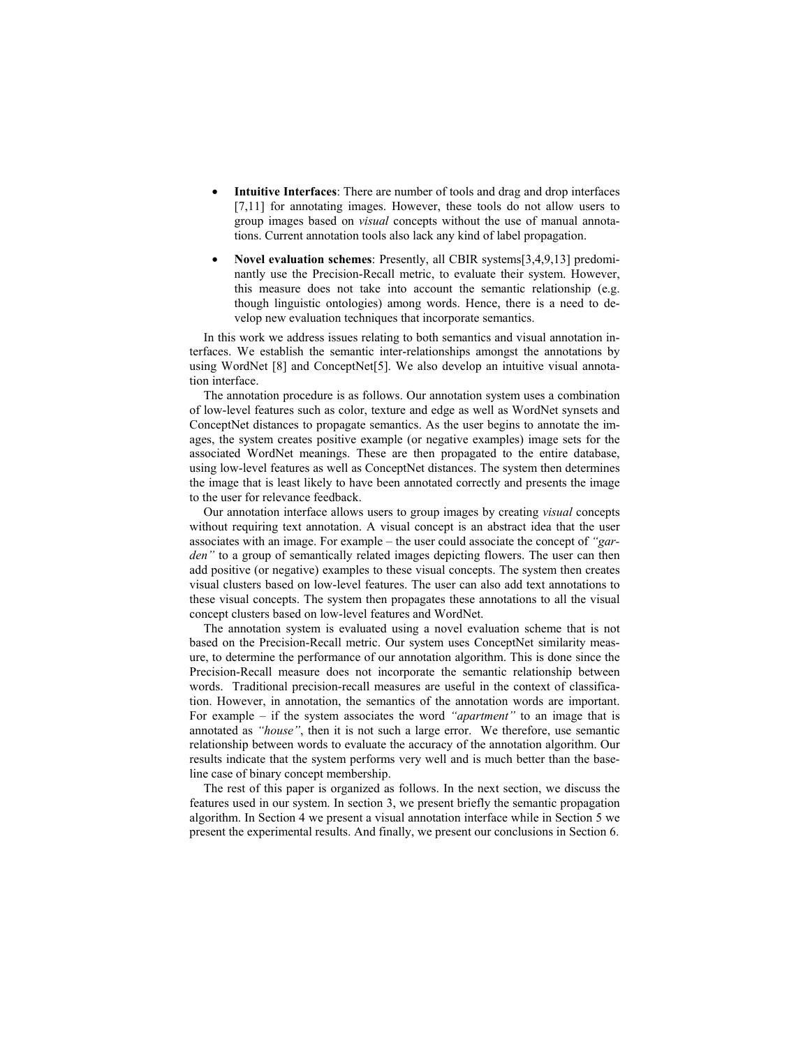- **Intuitive Interfaces**: There are number of tools and drag and drop interfaces [7,11] for annotating images. However, these tools do not allow users to group images based on *visual* concepts without the use of manual annotations. Current annotation tools also lack any kind of label propagation.
- **Novel evaluation schemes**: Presently, all CBIR systems[3,4,9,13] predominantly use the Precision-Recall metric, to evaluate their system. However, this measure does not take into account the semantic relationship (e.g. though linguistic ontologies) among words. Hence, there is a need to develop new evaluation techniques that incorporate semantics.

In this work we address issues relating to both semantics and visual annotation interfaces. We establish the semantic inter-relationships amongst the annotations by using WordNet [8] and ConceptNet[5]. We also develop an intuitive visual annotation interface.

The annotation procedure is as follows. Our annotation system uses a combination of low-level features such as color, texture and edge as well as WordNet synsets and ConceptNet distances to propagate semantics. As the user begins to annotate the images, the system creates positive example (or negative examples) image sets for the associated WordNet meanings. These are then propagated to the entire database, using low-level features as well as ConceptNet distances. The system then determines the image that is least likely to have been annotated correctly and presents the image to the user for relevance feedback.

Our annotation interface allows users to group images by creating *visual* concepts without requiring text annotation. A visual concept is an abstract idea that the user associates with an image. For example – the user could associate the concept of *"garden"* to a group of semantically related images depicting flowers. The user can then add positive (or negative) examples to these visual concepts. The system then creates visual clusters based on low-level features. The user can also add text annotations to these visual concepts. The system then propagates these annotations to all the visual concept clusters based on low-level features and WordNet.

The annotation system is evaluated using a novel evaluation scheme that is not based on the Precision-Recall metric. Our system uses ConceptNet similarity measure, to determine the performance of our annotation algorithm. This is done since the Precision-Recall measure does not incorporate the semantic relationship between words. Traditional precision-recall measures are useful in the context of classification. However, in annotation, the semantics of the annotation words are important. For example – if the system associates the word *"apartment"* to an image that is annotated as *"house"*, then it is not such a large error. We therefore, use semantic relationship between words to evaluate the accuracy of the annotation algorithm. Our results indicate that the system performs very well and is much better than the baseline case of binary concept membership.

The rest of this paper is organized as follows. In the next section, we discuss the features used in our system. In section 3, we present briefly the semantic propagation algorithm. In Section 4 we present a visual annotation interface while in Section 5 we present the experimental results. And finally, we present our conclusions in Section 6.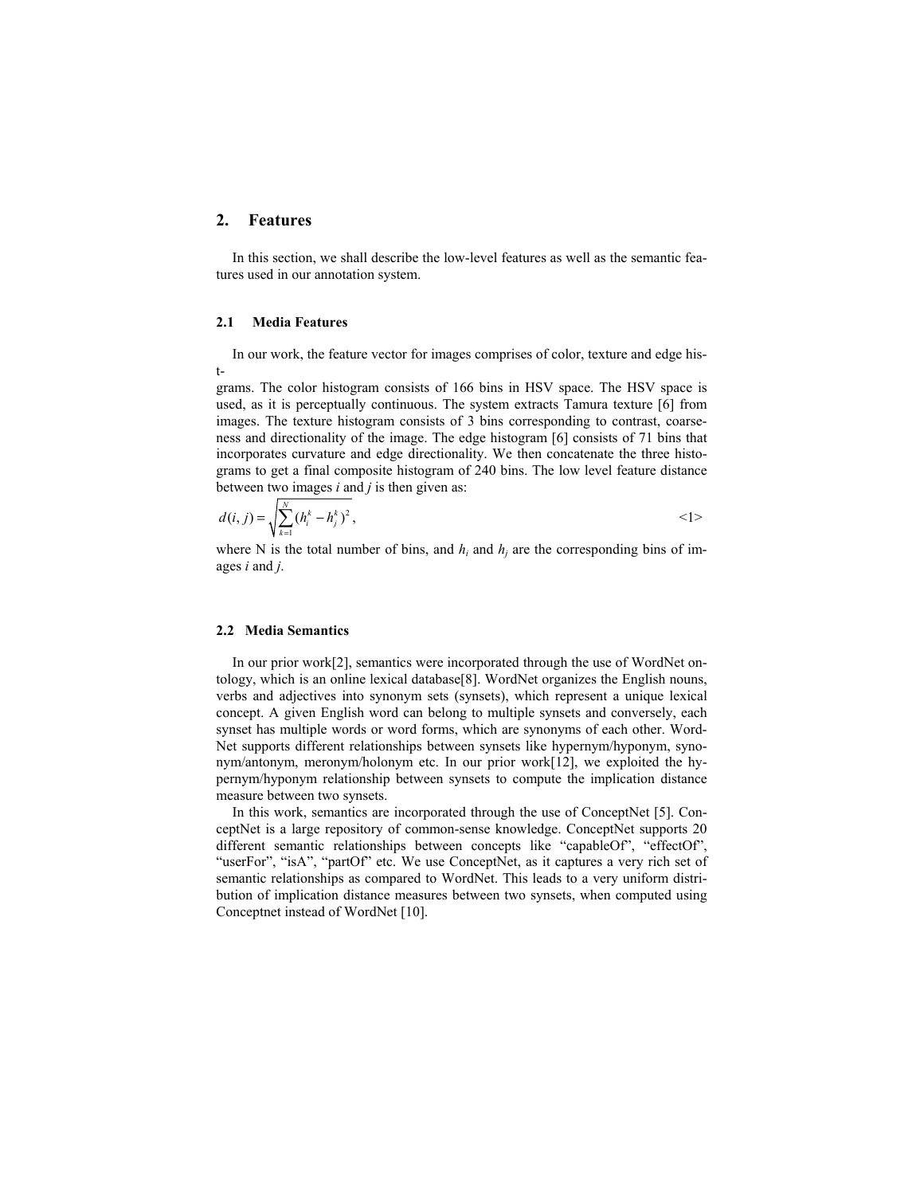## 2. Features

In this section, we shall describe the low-level features as well as the semantic features used in our annotation system.

### 2.1 Media Features

In our work, the feature vector for images comprises of color, texture and edge histograms. The color histogram consists of 166 bins in HSV space. The HSV space is used, as it is perceptually continuous. The system extracts Tamura texture [6] from images. The texture histogram consists of 3 bins corresponding to contrast, coarseness and directionality of the image. The edge histogram [6] consists of 71 bins that incorporates curvature and edge directionality. We then concatenate the three histograms to get a final composite histogram of 240 bins. The low level feature distance between two images *i* and *j* is then given as:

$$d(i,j) = \sqrt{\sum_{k=1}^{N}(h_i^k - h_j^k)^2}, \qquad <1>$$

where N is the total number of bins, and $h_i$ and $h_j$ are the corresponding bins of images *i* and *j*.

### 2.2 Media Semantics

In our prior work[2], semantics were incorporated through the use of WordNet ontology, which is an online lexical database[8]. WordNet organizes the English nouns, verbs and adjectives into synonym sets (synsets), which represent a unique lexical concept. A given English word can belong to multiple synsets and conversely, each synset has multiple words or word forms, which are synonyms of each other. WordNet supports different relationships between synsets like hypernym/hyponym, synonym/antonym, meronym/holonym etc. In our prior work[12], we exploited the hypernym/hyponym relationship between synsets to compute the implication distance measure between two synsets.

In this work, semantics are incorporated through the use of ConceptNet [5]. ConceptNet is a large repository of common-sense knowledge. ConceptNet supports 20 different semantic relationships between concepts like "capableOf", "effectOf", "userFor", "isA", "partOf" etc. We use ConceptNet, as it captures a very rich set of semantic relationships as compared to WordNet. This leads to a very uniform distribution of implication distance measures between two synsets, when computed using Conceptnet instead of WordNet [10].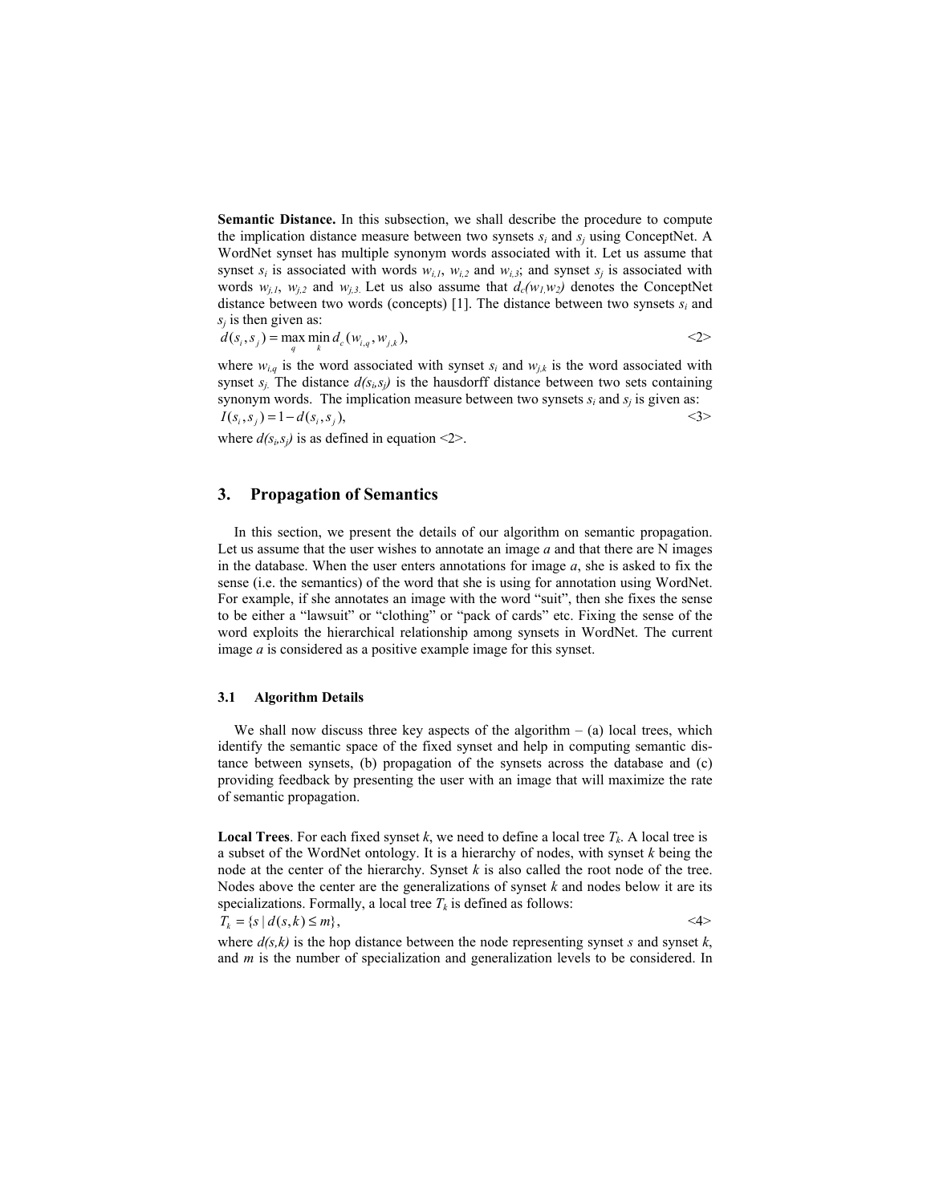**Semantic Distance.** In this subsection, we shall describe the procedure to compute the implication distance measure between two synsets $s_i$ and $s_j$ using ConceptNet. A WordNet synset has multiple synonym words associated with it. Let us assume that synset $s_i$ is associated with words $w_{i,1}$, $w_{i,2}$ and $w_{i,3}$; and synset $s_j$ is associated with words $w_{j,1}$, $w_{j,2}$ and $w_{j,3}$. Let us also assume that $d_c(w_1,w_2)$ denotes the ConceptNet distance between two words (concepts) [1]. The distance between two synsets $s_i$ and $s_j$ is then given as:

$$d(s_i, s_j) = \max_q \min_k d_c(w_{i,q}, w_{j,k}), \qquad \text{<2>}$$

where $w_{i,q}$ is the word associated with synset $s_i$ and $w_{j,k}$ is the word associated with synset $s_j$. The distance $d(s_i,s_j)$ is the hausdorff distance between two sets containing synonym words. The implication measure between two synsets $s_i$ and $s_j$ is given as:

$$I(s_i, s_j) = 1 - d(s_i, s_j), \qquad \text{<3>}$$

where $d(s_i,s_j)$ is as defined in equation <2>.

## 3. Propagation of Semantics

In this section, we present the details of our algorithm on semantic propagation. Let us assume that the user wishes to annotate an image *a* and that there are N images in the database. When the user enters annotations for image *a*, she is asked to fix the sense (i.e. the semantics) of the word that she is using for annotation using WordNet. For example, if she annotates an image with the word "suit", then she fixes the sense to be either a "lawsuit" or "clothing" or "pack of cards" etc. Fixing the sense of the word exploits the hierarchical relationship among synsets in WordNet. The current image *a* is considered as a positive example image for this synset.

### 3.1 Algorithm Details

We shall now discuss three key aspects of the algorithm – (a) local trees, which identify the semantic space of the fixed synset and help in computing semantic distance between synsets, (b) propagation of the synsets across the database and (c) providing feedback by presenting the user with an image that will maximize the rate of semantic propagation.

**Local Trees**. For each fixed synset *k*, we need to define a local tree $T_k$. A local tree is a subset of the WordNet ontology. It is a hierarchy of nodes, with synset *k* being the node at the center of the hierarchy. Synset *k* is also called the root node of the tree. Nodes above the center are the generalizations of synset *k* and nodes below it are its specializations. Formally, a local tree $T_k$ is defined as follows:

$$T_k = \{ s \mid d(s,k) \le m \}, \qquad \text{<4>}$$

where $d(s,k)$ is the hop distance between the node representing synset *s* and synset *k*, and *m* is the number of specialization and generalization levels to be considered. In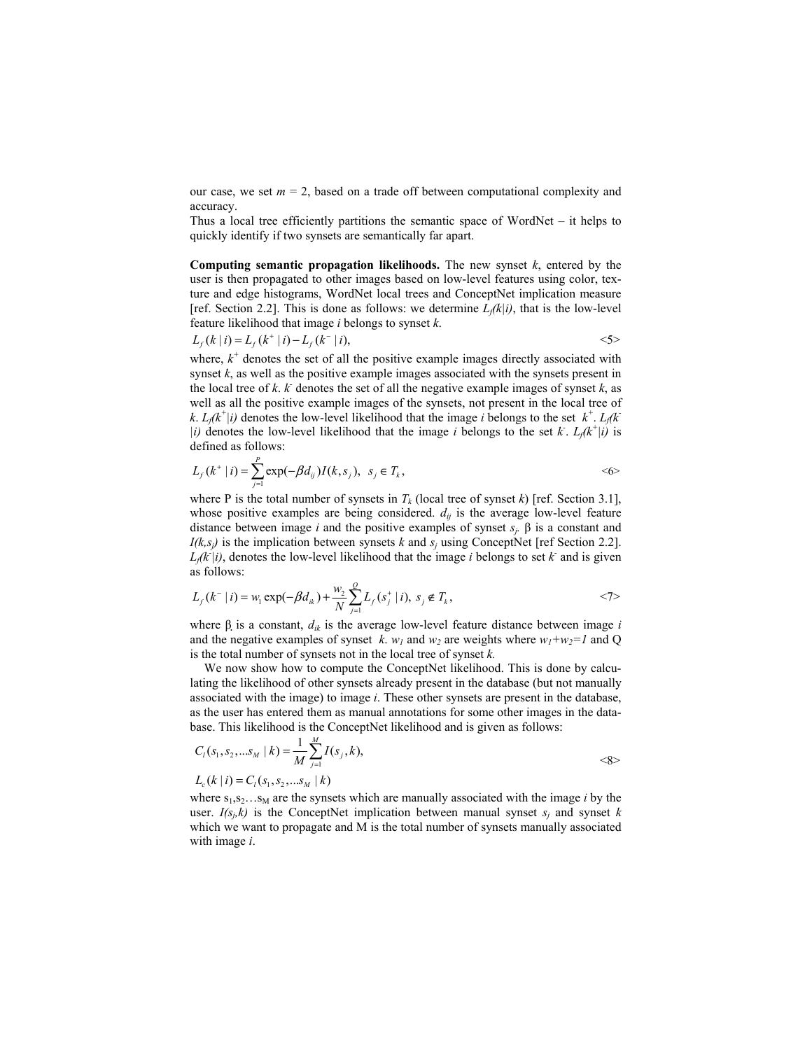our case, we set $m = 2$, based on a trade off between computational complexity and accuracy.

Thus a local tree efficiently partitions the semantic space of WordNet – it helps to quickly identify if two synsets are semantically far apart.

**Computing semantic propagation likelihoods.** The new synset $k$, entered by the user is then propagated to other images based on low-level features using color, texture and edge histograms, WordNet local trees and ConceptNet implication measure [ref. Section 2.2]. This is done as follows: we determine $L_f(k|i)$, that is the low-level feature likelihood that image $i$ belongs to synset $k$.

$$L_f(k \mid i) = L_f(k^+ \mid i) - L_f(k^- \mid i), \tag{5}$$

where, $k^+$ denotes the set of all the positive example images directly associated with synset $k$, as well as the positive example images associated with the synsets present in the local tree of $k$. $k^-$ denotes the set of all the negative example images of synset $k$, as well as all the positive example images of the synsets, not present in the local tree of $k$. $L_f(k^+|i)$ denotes the low-level likelihood that the image $i$ belongs to the set $k^+$. $L_f(k^-|i)$ denotes the low-level likelihood that the image $i$ belongs to the set $k^-$. $L_f(k^+|i)$ is defined as follows:

$$L_f(k^+ \mid i) = \sum_{j=1}^{P} \exp(-\beta d_{ij}) I(k, s_j), \quad s_j \in T_k, \tag{6}$$

where P is the total number of synsets in $T_k$ (local tree of synset $k$) [ref. Section 3.1], whose positive examples are being considered. $d_{ij}$ is the average low-level feature distance between image $i$ and the positive examples of synset $s_j$. β is a constant and $I(k,s_j)$ is the implication between synsets $k$ and $s_j$ using ConceptNet [ref Section 2.2]. $L_f(k^-|i)$, denotes the low-level likelihood that the image $i$ belongs to set $k^-$ and is given as follows:

$$L_f(k^- \mid i) = w_1 \exp(-\beta d_{ik}) + \frac{w_2}{N} \sum_{j=1}^{Q} L_f(s_j^+ \mid i), \; s_j \notin T_k, \tag{7}$$

where β is a constant, $d_{ik}$ is the average low-level feature distance between image $i$ and the negative examples of synset $k$. $w_1$ and $w_2$ are weights where $w_1+w_2=1$ and Q is the total number of synsets not in the local tree of synset $k$.

We now show how to compute the ConceptNet likelihood. This is done by calculating the likelihood of other synsets already present in the database (but not manually associated with the image) to image $i$. These other synsets are present in the database, as the user has entered them as manual annotations for some other images in the database. This likelihood is the ConceptNet likelihood and is given as follows:

$$C_l(s_1, s_2, \ldots s_M \mid k) = \frac{1}{M} \sum_{j=1}^{M} I(s_j, k), \tag{8}$$

$$L_c(k \mid i) = C_l(s_1, s_2, \ldots s_M \mid k)$$

where $s_1, s_2 \ldots s_M$ are the synsets which are manually associated with the image $i$ by the user. $I(s_j,k)$ is the ConceptNet implication between manual synset $s_j$ and synset $k$ which we want to propagate and M is the total number of synsets manually associated with image $i$.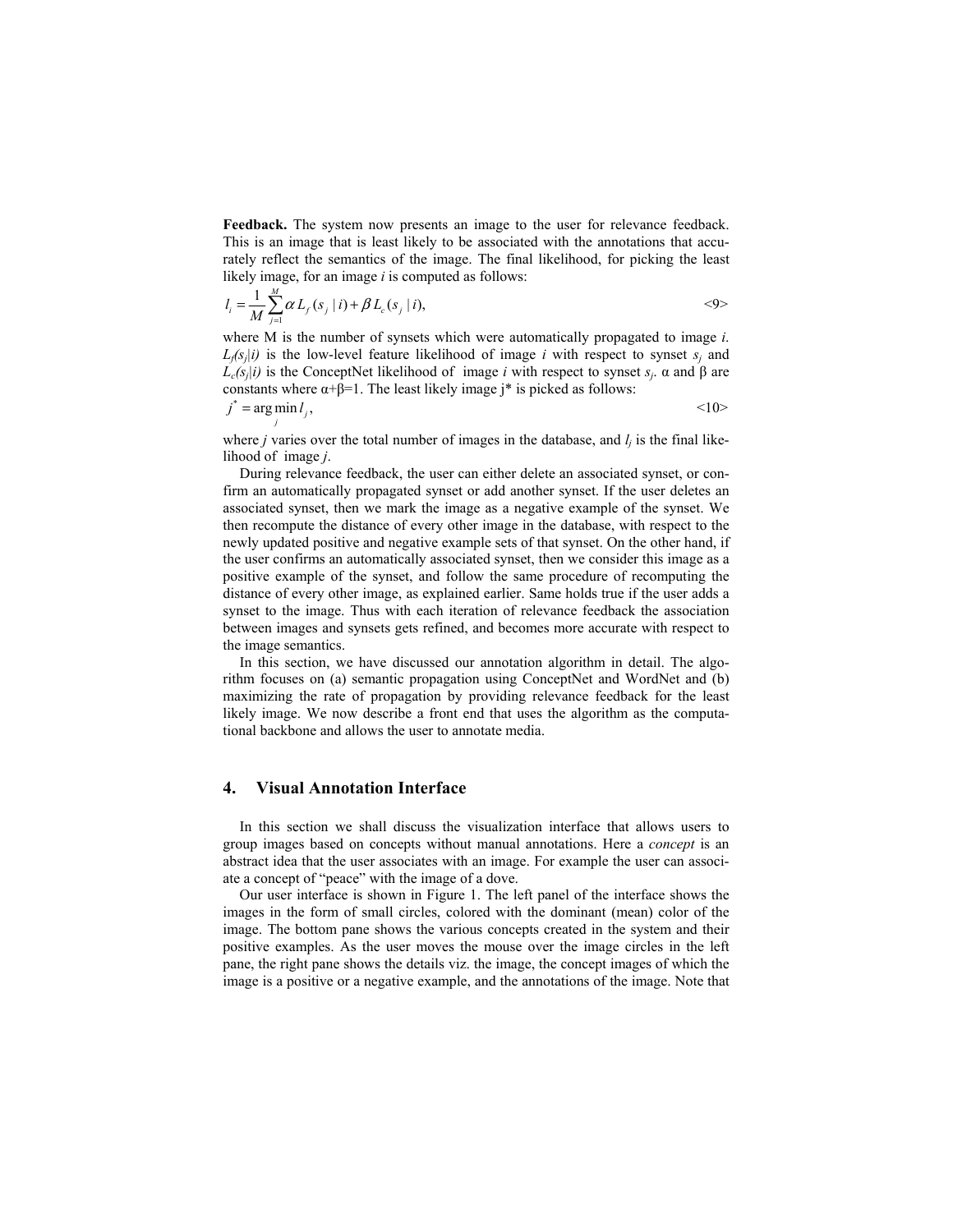**Feedback.** The system now presents an image to the user for relevance feedback. This is an image that is least likely to be associated with the annotations that accurately reflect the semantics of the image. The final likelihood, for picking the least likely image, for an image $i$ is computed as follows:

$$l_i = \frac{1}{M}\sum_{j=1}^{M} \alpha L_f(s_j \mid i) + \beta L_c(s_j \mid i), \qquad \text{<9>}$$

where M is the number of synsets which were automatically propagated to image $i$. $L_f(s_j|i)$ is the low-level feature likelihood of image $i$ with respect to synset $s_j$ and $L_c(s_j|i)$ is the ConceptNet likelihood of image $i$ with respect to synset $s_j$. $\alpha$ and $\beta$ are constants where $\alpha+\beta=1$. The least likely image j* is picked as follows:

$$j^* = \arg\min_j l_j, \qquad \text{<10>}$$

where $j$ varies over the total number of images in the database, and $l_j$ is the final likelihood of image $j$.

During relevance feedback, the user can either delete an associated synset, or confirm an automatically propagated synset or add another synset. If the user deletes an associated synset, then we mark the image as a negative example of the synset. We then recompute the distance of every other image in the database, with respect to the newly updated positive and negative example sets of that synset. On the other hand, if the user confirms an automatically associated synset, then we consider this image as a positive example of the synset, and follow the same procedure of recomputing the distance of every other image, as explained earlier. Same holds true if the user adds a synset to the image. Thus with each iteration of relevance feedback the association between images and synsets gets refined, and becomes more accurate with respect to the image semantics.

In this section, we have discussed our annotation algorithm in detail. The algorithm focuses on (a) semantic propagation using ConceptNet and WordNet and (b) maximizing the rate of propagation by providing relevance feedback for the least likely image. We now describe a front end that uses the algorithm as the computational backbone and allows the user to annotate media.

## 4. Visual Annotation Interface

In this section we shall discuss the visualization interface that allows users to group images based on concepts without manual annotations. Here a *concept* is an abstract idea that the user associates with an image. For example the user can associate a concept of "peace" with the image of a dove.

Our user interface is shown in Figure 1. The left panel of the interface shows the images in the form of small circles, colored with the dominant (mean) color of the image. The bottom pane shows the various concepts created in the system and their positive examples. As the user moves the mouse over the image circles in the left pane, the right pane shows the details viz. the image, the concept images of which the image is a positive or a negative example, and the annotations of the image. Note that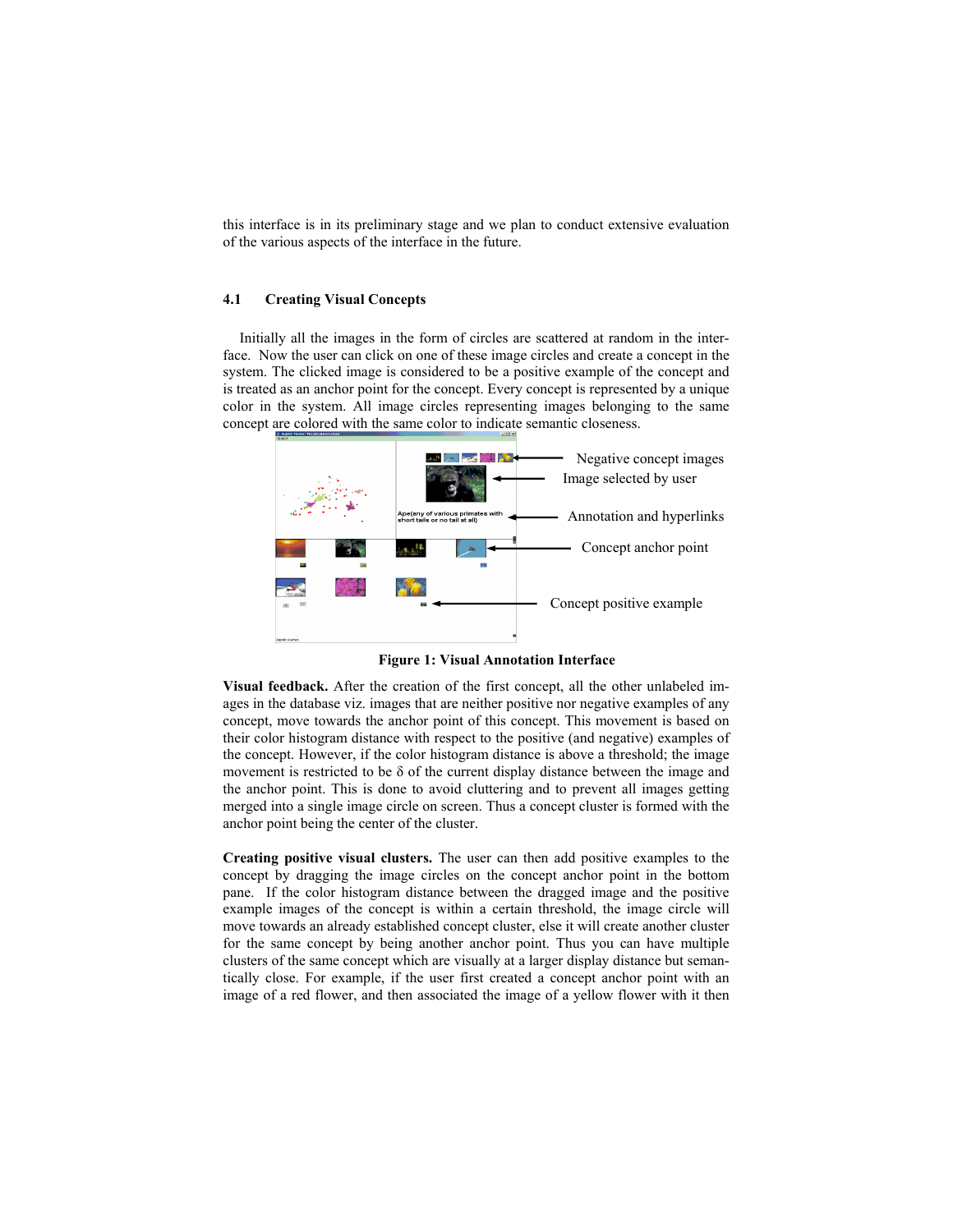this interface is in its preliminary stage and we plan to conduct extensive evaluation of the various aspects of the interface in the future.

### 4.1 Creating Visual Concepts

Initially all the images in the form of circles are scattered at random in the interface. Now the user can click on one of these image circles and create a concept in the system. The clicked image is considered to be a positive example of the concept and is treated as an anchor point for the concept. Every concept is represented by a unique color in the system. All image circles representing images belonging to the same concept are colored with the same color to indicate semantic closeness.

Negative concept images

Image selected by user

Ape(any of various primates with short tails or no tail at all)

Annotation and hyperlinks

Concept anchor point

Concept positive example

**Figure 1: Visual Annotation Interface**

**Visual feedback.** After the creation of the first concept, all the other unlabeled images in the database viz. images that are neither positive nor negative examples of any concept, move towards the anchor point of this concept. This movement is based on their color histogram distance with respect to the positive (and negative) examples of the concept. However, if the color histogram distance is above a threshold; the image movement is restricted to be $\delta$ of the current display distance between the image and the anchor point. This is done to avoid cluttering and to prevent all images getting merged into a single image circle on screen. Thus a concept cluster is formed with the anchor point being the center of the cluster.

**Creating positive visual clusters.** The user can then add positive examples to the concept by dragging the image circles on the concept anchor point in the bottom pane. If the color histogram distance between the dragged image and the positive example images of the concept is within a certain threshold, the image circle will move towards an already established concept cluster, else it will create another cluster for the same concept by being another anchor point. Thus you can have multiple clusters of the same concept which are visually at a larger display distance but semantically close. For example, if the user first created a concept anchor point with an image of a red flower, and then associated the image of a yellow flower with it then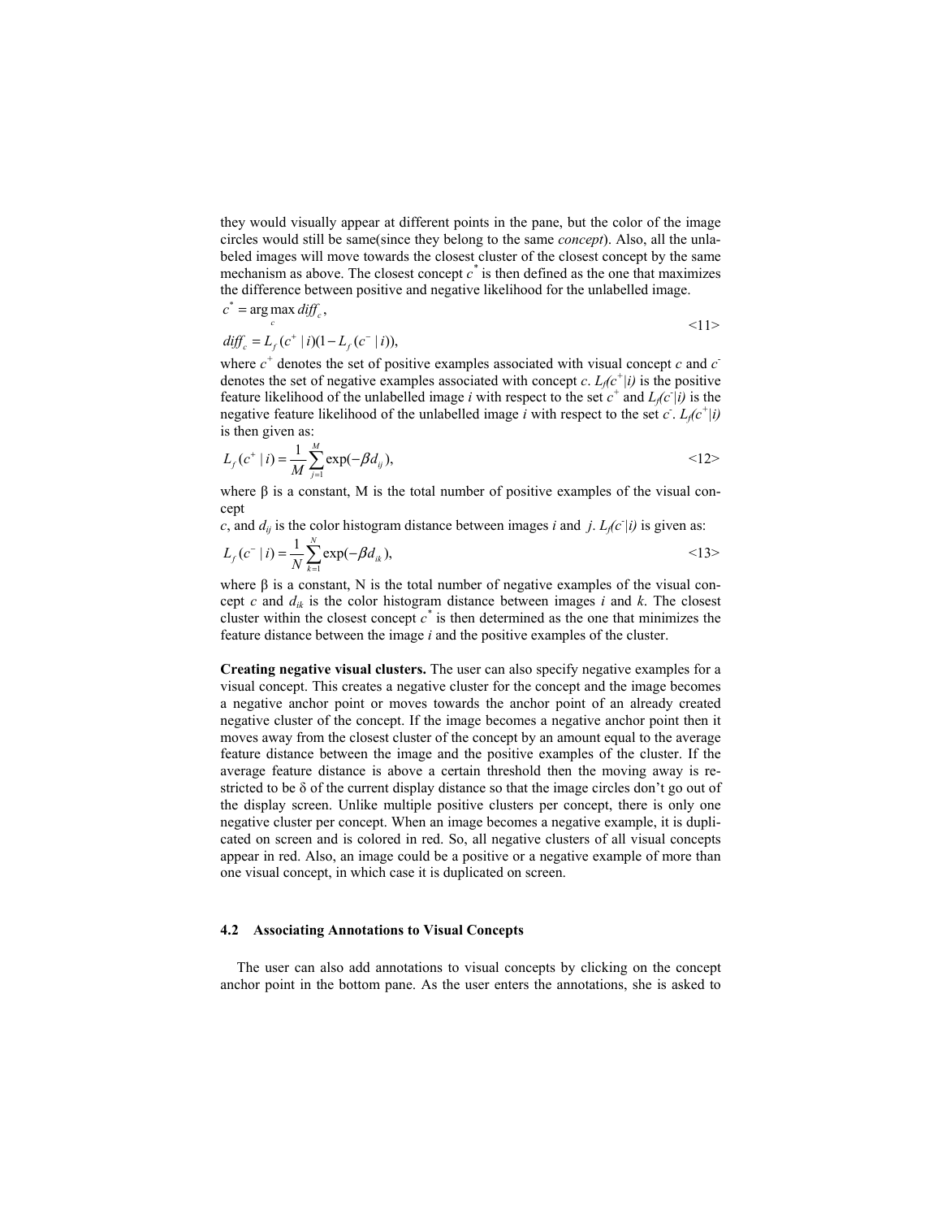they would visually appear at different points in the pane, but the color of the image circles would still be same(since they belong to the same *concept*). Also, all the unlabeled images will move towards the closest cluster of the closest concept by the same mechanism as above. The closest concept $c^*$ is then defined as the one that maximizes the difference between positive and negative likelihood for the unlabelled image.

$$c^* = \arg\max_c diff_c,$$
$$diff_c = L_f(c^+ \mid i)(1 - L_f(c^- \mid i)), \tag{11}$$

where $c^+$ denotes the set of positive examples associated with visual concept *c* and $c^-$ denotes the set of negative examples associated with concept *c*. $L_f(c^+|i)$ is the positive feature likelihood of the unlabelled image *i* with respect to the set $c^+$ and $L_f(c^-|i)$ is the negative feature likelihood of the unlabelled image *i* with respect to the set $c^-$. $L_f(c^+|i)$ is then given as:

$$L_f(c^+ \mid i) = \frac{1}{M}\sum_{j=1}^{M}\exp(-\beta d_{ij}), \tag{12}$$

where β is a constant, M is the total number of positive examples of the visual concept
*c*, and $d_{ij}$ is the color histogram distance between images *i* and *j*. $L_f(c^-|i)$ is given as:

$$L_f(c^- \mid i) = \frac{1}{N}\sum_{k=1}^{N}\exp(-\beta d_{ik}), \tag{13}$$

where β is a constant, N is the total number of negative examples of the visual concept *c* and $d_{ik}$ is the color histogram distance between images *i* and *k*. The closest cluster within the closest concept $c^*$ is then determined as the one that minimizes the feature distance between the image *i* and the positive examples of the cluster.

**Creating negative visual clusters.** The user can also specify negative examples for a visual concept. This creates a negative cluster for the concept and the image becomes a negative anchor point or moves towards the anchor point of an already created negative cluster of the concept. If the image becomes a negative anchor point then it moves away from the closest cluster of the concept by an amount equal to the average feature distance between the image and the positive examples of the cluster. If the average feature distance is above a certain threshold then the moving away is restricted to be δ of the current display distance so that the image circles don't go out of the display screen. Unlike multiple positive clusters per concept, there is only one negative cluster per concept. When an image becomes a negative example, it is duplicated on screen and is colored in red. So, all negative clusters of all visual concepts appear in red. Also, an image could be a positive or a negative example of more than one visual concept, in which case it is duplicated on screen.

### 4.2 Associating Annotations to Visual Concepts

The user can also add annotations to visual concepts by clicking on the concept anchor point in the bottom pane. As the user enters the annotations, she is asked to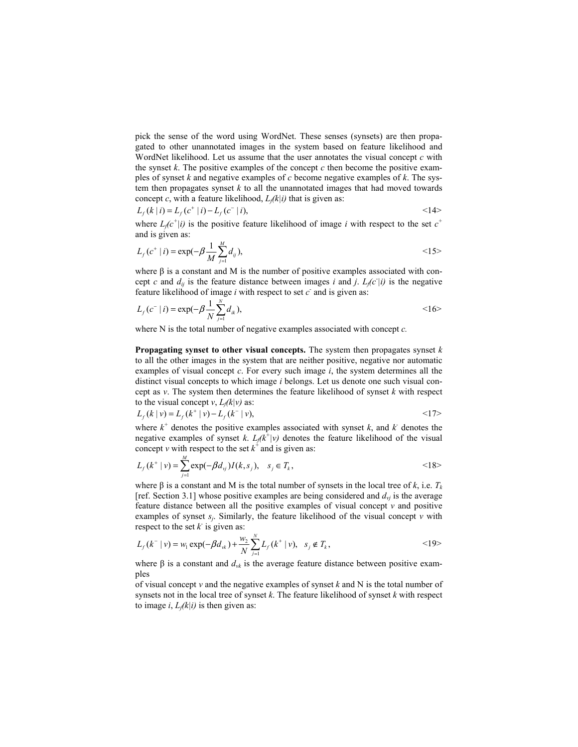pick the sense of the word using WordNet. These senses (synsets) are then propagated to other unannotated images in the system based on feature likelihood and WordNet likelihood. Let us assume that the user annotates the visual concept $c$ with the synset $k$. The positive examples of the concept $c$ then become the positive examples of synset $k$ and negative examples of $c$ become negative examples of $k$. The system then propagates synset $k$ to all the unannotated images that had moved towards concept $c$, with a feature likelihood, $L_f(k|i)$ that is given as:

$$L_f(k \mid i) = L_f(c^+ \mid i) - L_f(c^- \mid i), \qquad \text{<14>}$$

where $L_f(c^+|i)$ is the positive feature likelihood of image $i$ with respect to the set $c^+$ and is given as:

$$L_f(c^+ \mid i) = \exp(-\beta \frac{1}{M} \sum_{j=1}^{M} d_{ij}), \qquad \text{<15>}$$

where β is a constant and M is the number of positive examples associated with concept $c$ and $d_{ij}$ is the feature distance between images $i$ and $j$. $L_f(c^-|i)$ is the negative feature likelihood of image $i$ with respect to set $c^-$ and is given as:

$$L_f(c^- \mid i) = \exp(-\beta \frac{1}{N} \sum_{j=1}^{N} d_{ik}), \qquad \text{<16>}$$

where N is the total number of negative examples associated with concept $c$.

**Propagating synset to other visual concepts.** The system then propagates synset $k$ to all the other images in the system that are neither positive, negative nor automatic examples of visual concept $c$. For every such image $i$, the system determines all the distinct visual concepts to which image $i$ belongs. Let us denote one such visual concept as $v$. The system then determines the feature likelihood of synset $k$ with respect to the visual concept $v$, $L_f(k|v)$ as:

$$L_f(k \mid v) = L_f(k^+ \mid v) - L_f(k^- \mid v), \qquad \text{<17>}$$

where $k^+$ denotes the positive examples associated with synset $k$, and $k^-$ denotes the negative examples of synset $k$. $L_f(k^+|v)$ denotes the feature likelihood of the visual concept $v$ with respect to the set $k^+$ and is given as:

$$L_f(k^+ \mid v) = \sum_{j=1}^{M} \exp(-\beta d_{vj}) I(k, s_j), \quad s_j \in T_k, \qquad \text{<18>}$$

where β is a constant and M is the total number of synsets in the local tree of $k$, i.e. $T_k$ [ref. Section 3.1] whose positive examples are being considered and $d_{vj}$ is the average feature distance between all the positive examples of visual concept $v$ and positive examples of synset $s_j$. Similarly, the feature likelihood of the visual concept $v$ with respect to the set $k^-$ is given as:

$$L_f(k^- \mid v) = w_1 \exp(-\beta d_{vk}) + \frac{w_2}{N} \sum_{j=1}^{N} L_f(k^+ \mid v), \quad s_j \notin T_k, \qquad \text{<19>}$$

where β is a constant and $d_{vk}$ is the average feature distance between positive examples

of visual concept $v$ and the negative examples of synset $k$ and N is the total number of synsets not in the local tree of synset $k$. The feature likelihood of synset $k$ with respect to image $i$, $L_f(k|i)$ is then given as: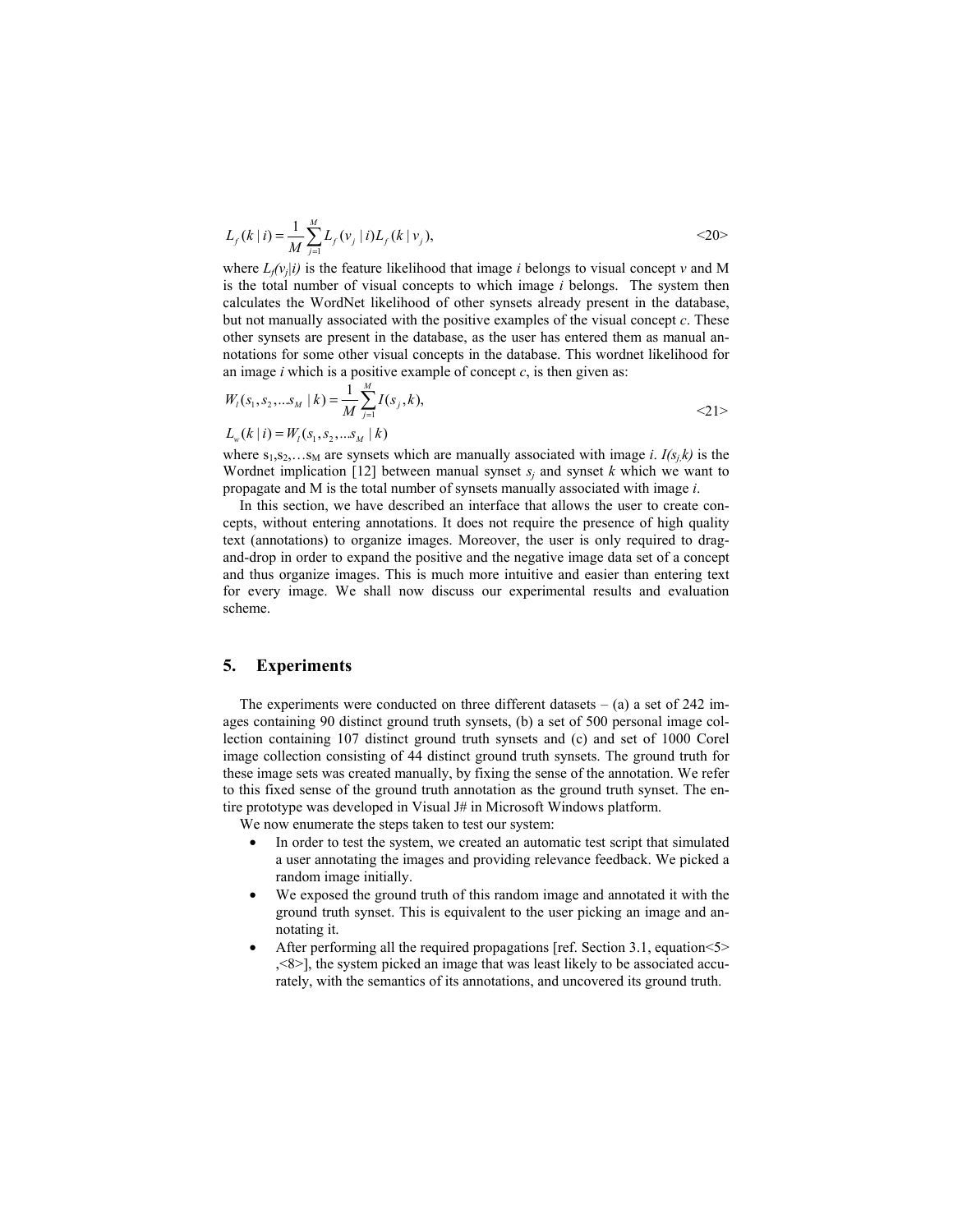$$L_f(k \mid i) = \frac{1}{M}\sum_{j=1}^{M} L_f(v_j \mid i) L_f(k \mid v_j), \qquad \text{<20>}$$

where $L_f(v_j|i)$ is the feature likelihood that image *i* belongs to visual concept *v* and M is the total number of visual concepts to which image *i* belongs. The system then calculates the WordNet likelihood of other synsets already present in the database, but not manually associated with the positive examples of the visual concept *c*. These other synsets are present in the database, as the user has entered them as manual annotations for some other visual concepts in the database. This wordnet likelihood for an image *i* which is a positive example of concept *c*, is then given as:

$$W_i(s_1, s_2, \ldots s_M \mid k) = \frac{1}{M}\sum_{j=1}^{M} I(s_j, k),$$
$$L_w(k \mid i) = W_i(s_1, s_2, \ldots s_M \mid k) \qquad \text{<21>}$$

where $s_1, s_2, \ldots s_M$ are synsets which are manually associated with image *i*. $I(s_j, k)$ is the Wordnet implication [12] between manual synset $s_j$ and synset *k* which we want to propagate and M is the total number of synsets manually associated with image *i*.

In this section, we have described an interface that allows the user to create concepts, without entering annotations. It does not require the presence of high quality text (annotations) to organize images. Moreover, the user is only required to drag-and-drop in order to expand the positive and the negative image data set of a concept and thus organize images. This is much more intuitive and easier than entering text for every image. We shall now discuss our experimental results and evaluation scheme.

## 5. Experiments

The experiments were conducted on three different datasets – (a) a set of 242 images containing 90 distinct ground truth synsets, (b) a set of 500 personal image collection containing 107 distinct ground truth synsets and (c) and set of 1000 Corel image collection consisting of 44 distinct ground truth synsets. The ground truth for these image sets was created manually, by fixing the sense of the annotation. We refer to this fixed sense of the ground truth annotation as the ground truth synset. The entire prototype was developed in Visual J# in Microsoft Windows platform.

We now enumerate the steps taken to test our system:

- In order to test the system, we created an automatic test script that simulated a user annotating the images and providing relevance feedback. We picked a random image initially.
- We exposed the ground truth of this random image and annotated it with the ground truth synset. This is equivalent to the user picking an image and annotating it.
- After performing all the required propagations [ref. Section 3.1, equation<5> ,<8>], the system picked an image that was least likely to be associated accurately, with the semantics of its annotations, and uncovered its ground truth.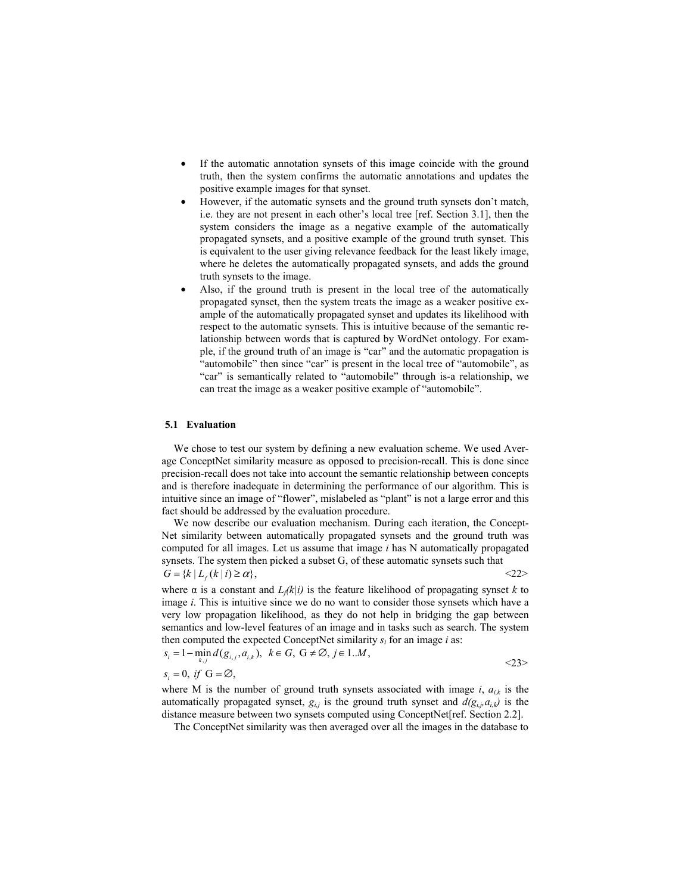- If the automatic annotation synsets of this image coincide with the ground truth, then the system confirms the automatic annotations and updates the positive example images for that synset.
- However, if the automatic synsets and the ground truth synsets don't match, i.e. they are not present in each other's local tree [ref. Section 3.1], then the system considers the image as a negative example of the automatically propagated synsets, and a positive example of the ground truth synset. This is equivalent to the user giving relevance feedback for the least likely image, where he deletes the automatically propagated synsets, and adds the ground truth synsets to the image.
- Also, if the ground truth is present in the local tree of the automatically propagated synset, then the system treats the image as a weaker positive example of the automatically propagated synset and updates its likelihood with respect to the automatic synsets. This is intuitive because of the semantic relationship between words that is captured by WordNet ontology. For example, if the ground truth of an image is "car" and the automatic propagation is "automobile" then since "car" is present in the local tree of "automobile", as "car" is semantically related to "automobile" through is-a relationship, we can treat the image as a weaker positive example of "automobile".

### 5.1 Evaluation

We chose to test our system by defining a new evaluation scheme. We used Average ConceptNet similarity measure as opposed to precision-recall. This is done since precision-recall does not take into account the semantic relationship between concepts and is therefore inadequate in determining the performance of our algorithm. This is intuitive since an image of "flower", mislabeled as "plant" is not a large error and this fact should be addressed by the evaluation procedure.

We now describe our evaluation mechanism. During each iteration, the ConceptNet similarity between automatically propagated synsets and the ground truth was computed for all images. Let us assume that image $i$ has N automatically propagated synsets. The system then picked a subset G, of these automatic synsets such that

$$G = \{k \mid L_f(k \mid i) \geq \alpha\}, \qquad \text{<22>}$$

where $\alpha$ is a constant and $L_f(k|i)$ is the feature likelihood of propagating synset $k$ to image $i$. This is intuitive since we do no want to consider those synsets which have a very low propagation likelihood, as they do not help in bridging the gap between semantics and low-level features of an image and in tasks such as search. The system then computed the expected ConceptNet similarity $s_i$ for an image $i$ as:

$$s_i = 1 - \min_{k,j} d(g_{i,j}, a_{i,k}), \;\; k \in G, \; G \neq \emptyset, \; j \in 1..M,$$
$$s_i = 0, \; if \;\; G = \emptyset, \qquad \text{<23>}$$

where M is the number of ground truth synsets associated with image $i$, $a_{i,k}$ is the automatically propagated synset, $g_{i,j}$ is the ground truth synset and $d(g_{i,j}, a_{i,k})$ is the distance measure between two synsets computed using ConceptNet[ref. Section 2.2].

The ConceptNet similarity was then averaged over all the images in the database to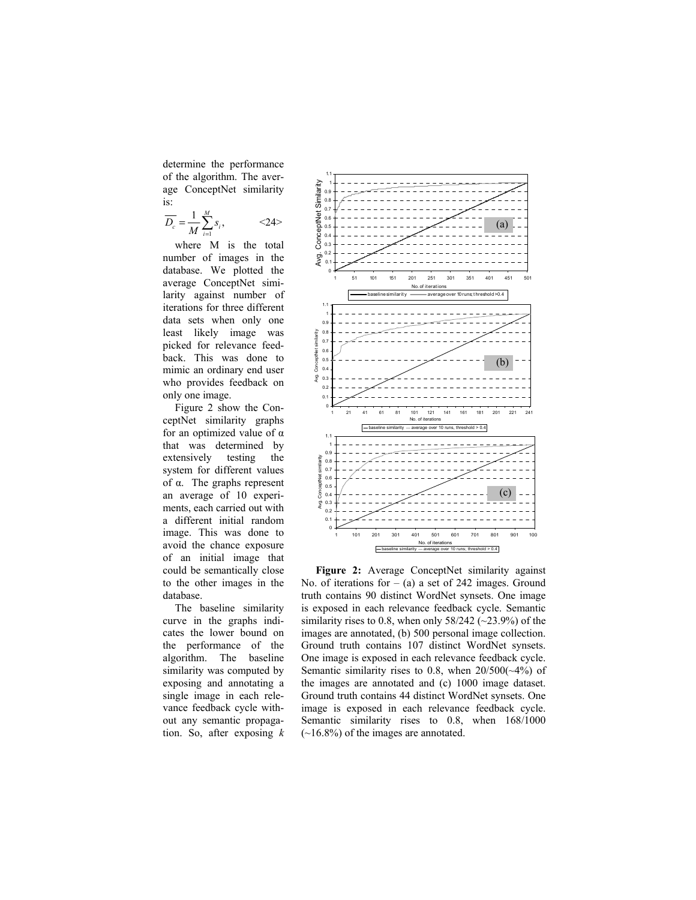determine the performance of the algorithm. The average ConceptNet similarity is:

$$\overline{D_c} = \frac{1}{M}\sum_{i=1}^{M} s_i, \qquad \text{<24>}$$

where M is the total number of images in the database. We plotted the average ConceptNet similarity against number of iterations for three different data sets when only one least likely image was picked for relevance feedback. This was done to mimic an ordinary end user who provides feedback on only one image.

Figure 2 show the ConceptNet similarity graphs for an optimized value of α that was determined by extensively testing the system for different values of α. The graphs represent an average of 10 experiments, each carried out with a different initial random image. This was done to avoid the chance exposure of an initial image that could be semantically close to the other images in the database.

The baseline similarity curve in the graphs indicates the lower bound on the performance of the algorithm. The baseline similarity was computed by exposing and annotating a single image in each relevance feedback cycle without any semantic propagation. So, after exposing *k*

**Figure 2:** Average ConceptNet similarity against No. of iterations for – (a) a set of 242 images. Ground truth contains 90 distinct WordNet synsets. One image is exposed in each relevance feedback cycle. Semantic similarity rises to 0.8, when only 58/242 (~23.9%) of the images are annotated, (b) 500 personal image collection. Ground truth contains 107 distinct WordNet synsets. One image is exposed in each relevance feedback cycle. Semantic similarity rises to 0.8, when 20/500(~4%) of the images are annotated and (c) 1000 image dataset. Ground truth contains 44 distinct WordNet synsets. One image is exposed in each relevance feedback cycle. Semantic similarity rises to 0.8, when 168/1000 (~16.8%) of the images are annotated.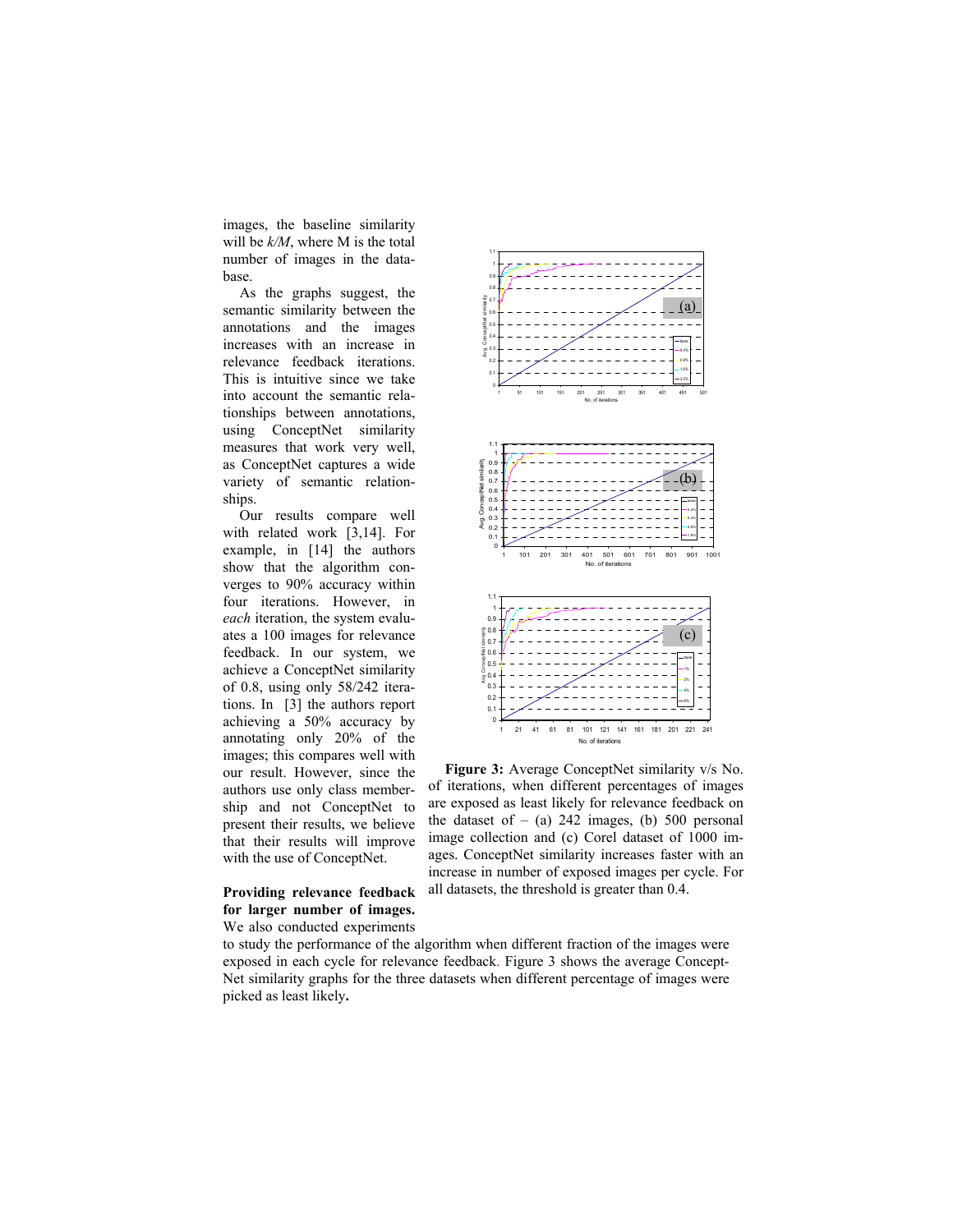images, the baseline similarity will be *k/M*, where M is the total number of images in the database.

As the graphs suggest, the semantic similarity between the annotations and the images increases with an increase in relevance feedback iterations. This is intuitive since we take into account the semantic relationships between annotations, using ConceptNet similarity measures that work very well, as ConceptNet captures a wide variety of semantic relationships.

Our results compare well with related work [3,14]. For example, in [14] the authors show that the algorithm converges to 90% accuracy within four iterations. However, in *each* iteration, the system evaluates a 100 images for relevance feedback. In our system, we achieve a ConceptNet similarity of 0.8, using only 58/242 iterations. In [3] the authors report achieving a 50% accuracy by annotating only 20% of the images; this compares well with our result. However, since the authors use only class membership and not ConceptNet to present their results, we believe that their results will improve with the use of ConceptNet.

**Figure 3:** Average ConceptNet similarity v/s No. of iterations, when different percentages of images are exposed as least likely for relevance feedback on the dataset of – (a) 242 images, (b) 500 personal image collection and (c) Corel dataset of 1000 images. ConceptNet similarity increases faster with an increase in number of exposed images per cycle. For all datasets, the threshold is greater than 0.4.

**Providing relevance feedback for larger number of images.** We also conducted experiments to study the performance of the algorithm when different fraction of the images were exposed in each cycle for relevance feedback. Figure 3 shows the average ConceptNet similarity graphs for the three datasets when different percentage of images were picked as least likely**.**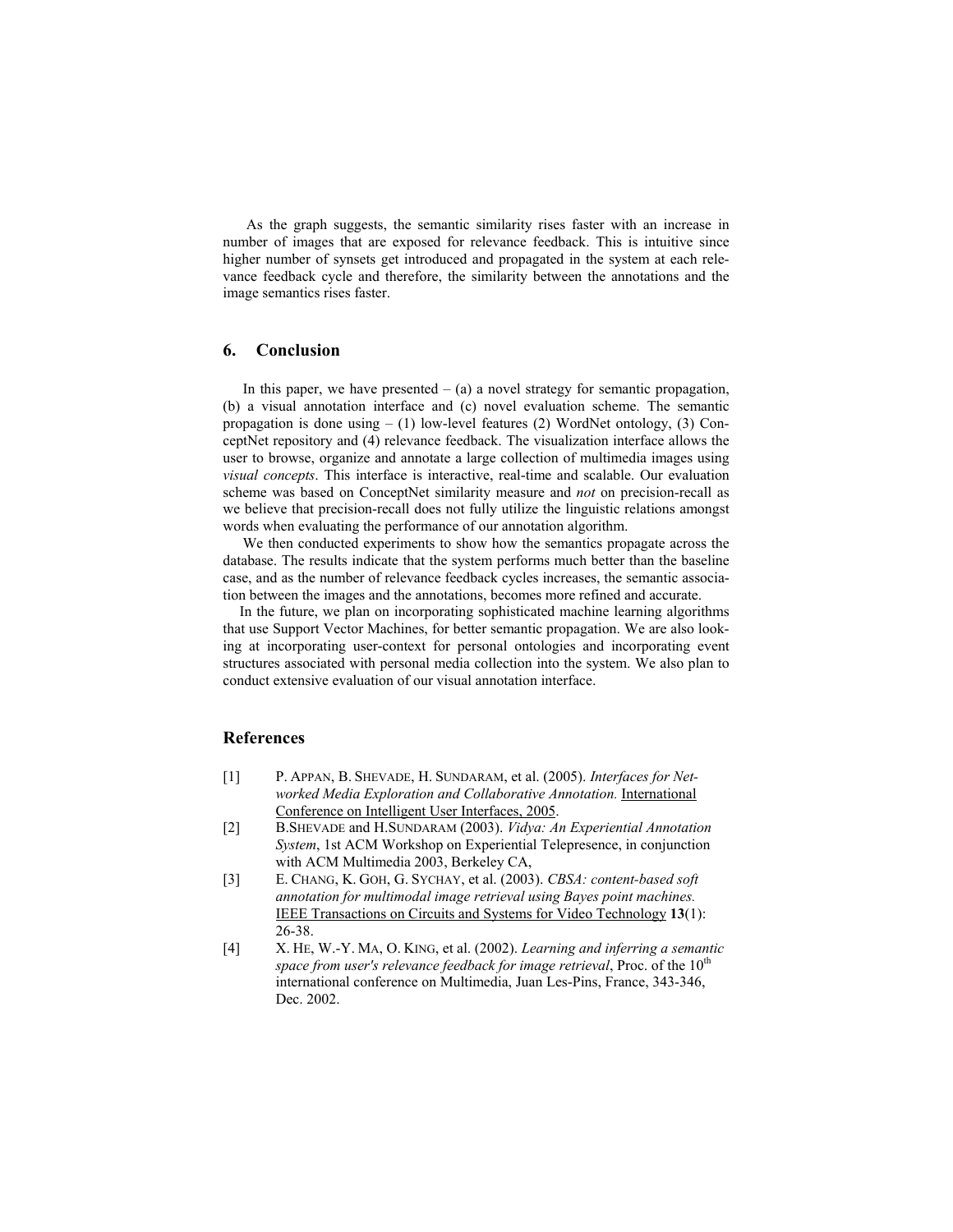As the graph suggests, the semantic similarity rises faster with an increase in number of images that are exposed for relevance feedback. This is intuitive since higher number of synsets get introduced and propagated in the system at each relevance feedback cycle and therefore, the similarity between the annotations and the image semantics rises faster.

## 6. Conclusion

In this paper, we have presented – (a) a novel strategy for semantic propagation, (b) a visual annotation interface and (c) novel evaluation scheme. The semantic propagation is done using – (1) low-level features (2) WordNet ontology, (3) ConceptNet repository and (4) relevance feedback. The visualization interface allows the user to browse, organize and annotate a large collection of multimedia images using *visual concepts*. This interface is interactive, real-time and scalable. Our evaluation scheme was based on ConceptNet similarity measure and *not* on precision-recall as we believe that precision-recall does not fully utilize the linguistic relations amongst words when evaluating the performance of our annotation algorithm.

We then conducted experiments to show how the semantics propagate across the database. The results indicate that the system performs much better than the baseline case, and as the number of relevance feedback cycles increases, the semantic association between the images and the annotations, becomes more refined and accurate.

In the future, we plan on incorporating sophisticated machine learning algorithms that use Support Vector Machines, for better semantic propagation. We are also looking at incorporating user-context for personal ontologies and incorporating event structures associated with personal media collection into the system. We also plan to conduct extensive evaluation of our visual annotation interface.

## References

[1] P. Appan, B. Shevade, H. Sundaram, et al. (2005). *Interfaces for Networked Media Exploration and Collaborative Annotation.* International Conference on Intelligent User Interfaces, 2005.

[2] B.Shevade and H.Sundaram (2003). *Vidya: An Experiential Annotation System*, 1st ACM Workshop on Experiential Telepresence, in conjunction with ACM Multimedia 2003, Berkeley CA,

[3] E. Chang, K. Goh, G. Sychay, et al. (2003). *CBSA: content-based soft annotation for multimodal image retrieval using Bayes point machines.* IEEE Transactions on Circuits and Systems for Video Technology **13**(1): 26-38.

[4] X. He, W.-Y. Ma, O. King, et al. (2002). *Learning and inferring a semantic space from user's relevance feedback for image retrieval*, Proc. of the 10th international conference on Multimedia, Juan Les-Pins, France, 343-346, Dec. 2002.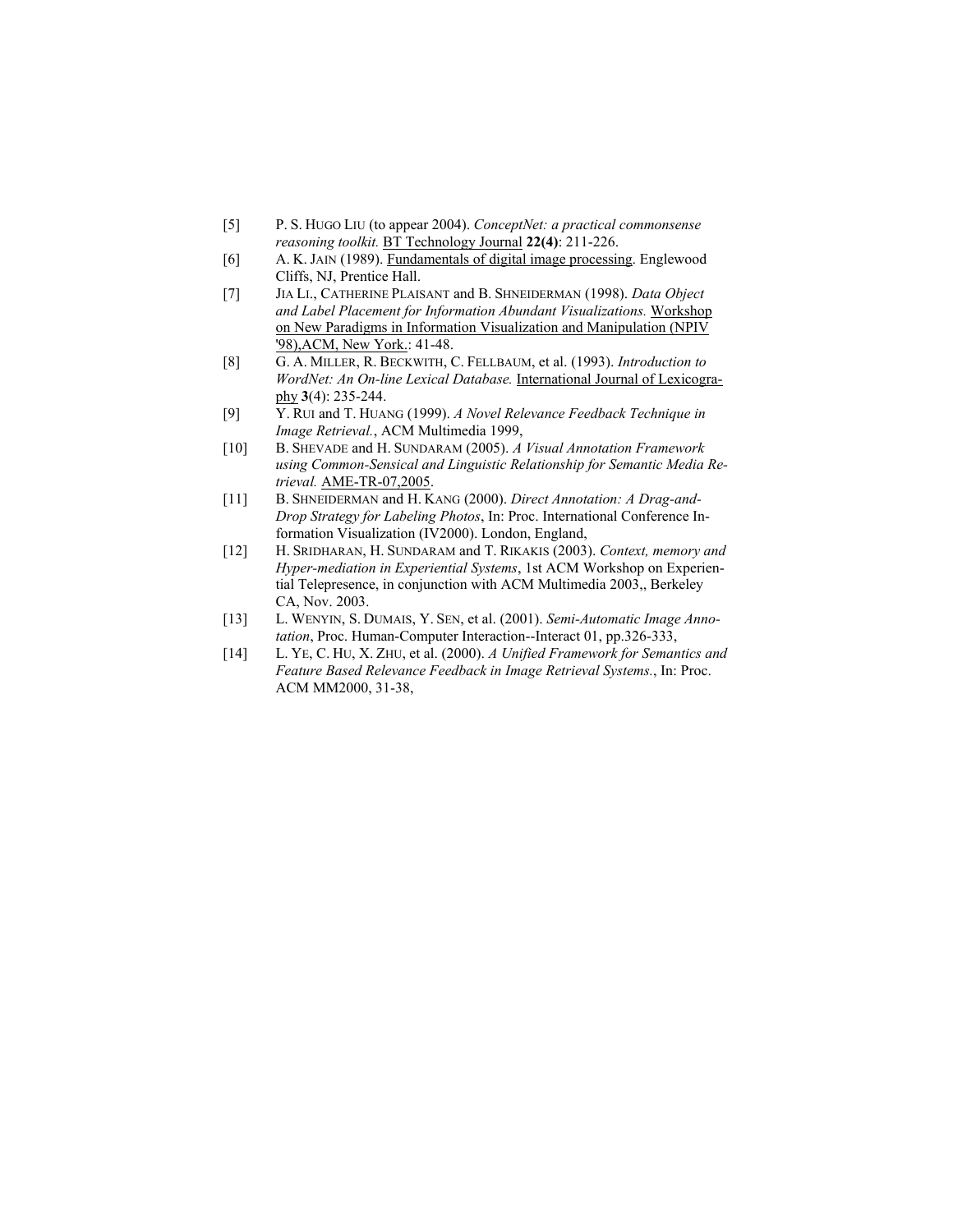[5] P. S. HUGO LIU (to appear 2004). *ConceptNet: a practical commonsense reasoning toolkit.* BT Technology Journal **22(4)**: 211-226.

[6] A. K. JAIN (1989). Fundamentals of digital image processing. Englewood Cliffs, NJ, Prentice Hall.

[7] JIA LI., CATHERINE PLAISANT and B. SHNEIDERMAN (1998). *Data Object and Label Placement for Information Abundant Visualizations.* Workshop on New Paradigms in Information Visualization and Manipulation (NPIV '98),ACM, New York.: 41-48.

[8] G. A. MILLER, R. BECKWITH, C. FELLBAUM, et al. (1993). *Introduction to WordNet: An On-line Lexical Database.* International Journal of Lexicography **3**(4): 235-244.

[9] Y. RUI and T. HUANG (1999). *A Novel Relevance Feedback Technique in Image Retrieval.*, ACM Multimedia 1999,

[10] B. SHEVADE and H. SUNDARAM (2005). *A Visual Annotation Framework using Common-Sensical and Linguistic Relationship for Semantic Media Retrieval.* AME-TR-07,2005.

[11] B. SHNEIDERMAN and H. KANG (2000). *Direct Annotation: A Drag-and-Drop Strategy for Labeling Photos*, In: Proc. International Conference Information Visualization (IV2000). London, England,

[12] H. SRIDHARAN, H. SUNDARAM and T. RIKAKIS (2003). *Context, memory and Hyper-mediation in Experiential Systems*, 1st ACM Workshop on Experiential Telepresence, in conjunction with ACM Multimedia 2003,, Berkeley CA, Nov. 2003.

[13] L. WENYIN, S. DUMAIS, Y. SEN, et al. (2001). *Semi-Automatic Image Annotation*, Proc. Human-Computer Interaction--Interact 01, pp.326-333,

[14] L. YE, C. HU, X. ZHU, et al. (2000). *A Unified Framework for Semantics and Feature Based Relevance Feedback in Image Retrieval Systems.*, In: Proc. ACM MM2000, 31-38,